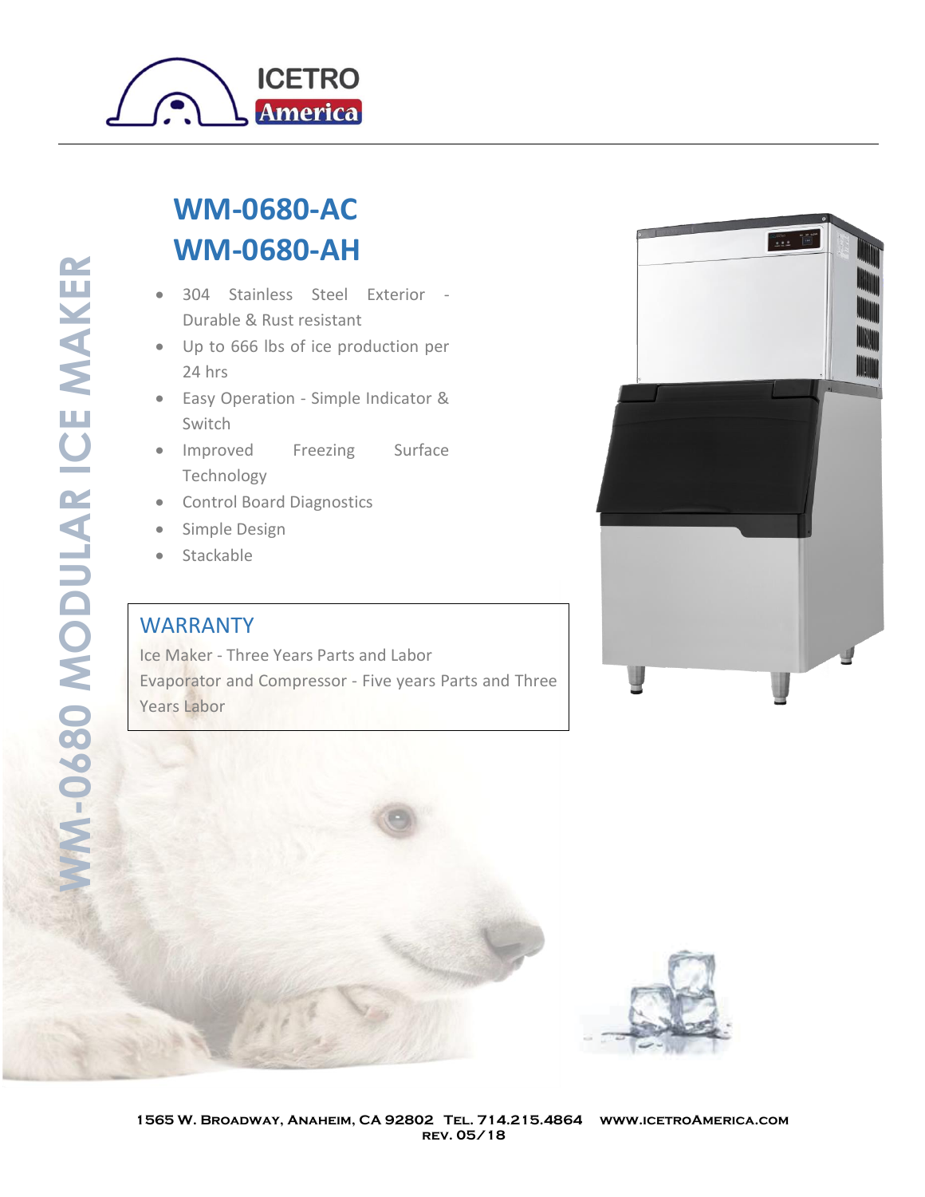ICETRO America

WM-0680 MODULAR ICE MAKER

# WM-0680-AC
# WM-0680-AH

- 304 Stainless Steel Exterior - Durable & Rust resistant
- Up to 666 lbs of ice production per 24 hrs
- Easy Operation - Simple Indicator & Switch
- Improved Freezing Surface Technology
- Control Board Diagnostics
- Simple Design
- Stackable

## WARRANTY

Ice Maker - Three Years Parts and Labor

Evaporator and Compressor - Five years Parts and Three Years Labor

1565 W. Broadway, Anaheim, CA 92802 Tel. 714.215.4864 www.icetroAmerica.com
rev. 05/18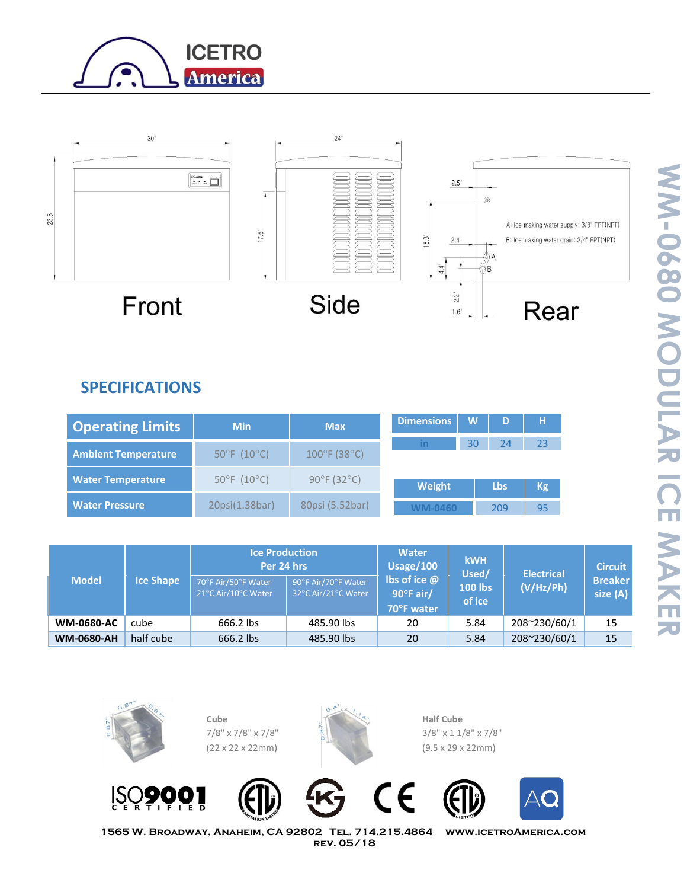# ICETRO America

WM-0680 MODULAR ICE MAKER

30" 24"

23.5" 17.5" 15.3"

2.5" 2.4" 4.4" 2.2" 1.6"

A: Ice making water supply: 3/8" FPT(NPT)

B: Ice making water drain: 3/4" FPT(NPT)

Front Side Rear

## SPECIFICATIONS

| Operating Limits | Min | Max |
|---|---|---|
| Ambient Temperature | 50°F (10°C) | 100°F (38°C) |
| Water Temperature | 50°F (10°C) | 90°F (32°C) |
| Water Pressure | 20psi(1.38bar) | 80psi (5.52bar) |

| Dimensions | W | D | H |
|---|---|---|---|
| in | 30 | 24 | 23 |

| Weight | Lbs | Kg |
|---|---|---|
| WM-0460 | 209 | 95 |

| Model | Ice Shape | Ice Production Per 24 hrs | | Water Usage/100 lbs of ice @ 90°F air/ 70°F water | kWH Used/ 100 lbs of ice | Electrical (V/Hz/Ph) | Circuit Breaker size (A) |
|---|---|---|---|---|---|---|---|
| | | 70°F Air/50°F Water 21°C Air/10°C Water | 90°F Air/70°F Water 32°C Air/21°C Water | | | | |
| **WM-0680-AC** | cube | 666.2 lbs | 485.90 lbs | 20 | 5.84 | 208~230/60/1 | 15 |
| **WM-0680-AH** | half cube | 666.2 lbs | 485.90 lbs | 20 | 5.84 | 208~230/60/1 | 15 |

0.87" 0.87" 0.87"

**Cube**
7/8" x 7/8" x 7/8"
(22 x 22 x 22mm)

0.4" 1.14" 0.87"

**Half Cube**
3/8" x 1 1/8" x 7/8"
(9.5 x 29 x 22mm)

ISO9001 CERTIFIED

1565 W. Broadway, Anaheim, CA 92802 Tel. 714.215.4864 www.icetroamerica.com
Rev. 05/18